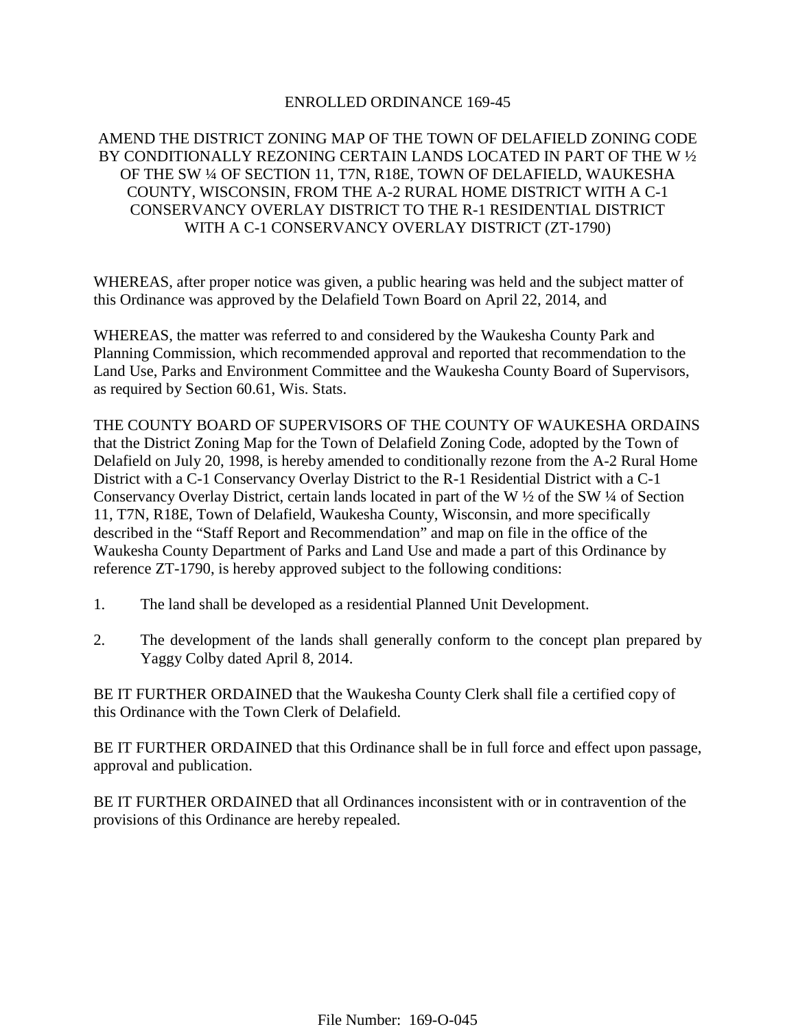# ENROLLED ORDINANCE 169-45

## AMEND THE DISTRICT ZONING MAP OF THE TOWN OF DELAFIELD ZONING CODE BY CONDITIONALLY REZONING CERTAIN LANDS LOCATED IN PART OF THE W ½ OF THE SW ¼ OF SECTION 11, T7N, R18E, TOWN OF DELAFIELD, WAUKESHA COUNTY, WISCONSIN, FROM THE A-2 RURAL HOME DISTRICT WITH A C-1 CONSERVANCY OVERLAY DISTRICT TO THE R-1 RESIDENTIAL DISTRICT WITH A C-1 CONSERVANCY OVERLAY DISTRICT (ZT-1790)

WHEREAS, after proper notice was given, a public hearing was held and the subject matter of this Ordinance was approved by the Delafield Town Board on April 22, 2014, and

WHEREAS, the matter was referred to and considered by the Waukesha County Park and Planning Commission, which recommended approval and reported that recommendation to the Land Use, Parks and Environment Committee and the Waukesha County Board of Supervisors, as required by Section 60.61, Wis. Stats.

THE COUNTY BOARD OF SUPERVISORS OF THE COUNTY OF WAUKESHA ORDAINS that the District Zoning Map for the Town of Delafield Zoning Code, adopted by the Town of Delafield on July 20, 1998, is hereby amended to conditionally rezone from the A-2 Rural Home District with a C-1 Conservancy Overlay District to the R-1 Residential District with a C-1 Conservancy Overlay District, certain lands located in part of the W ½ of the SW ¼ of Section 11, T7N, R18E, Town of Delafield, Waukesha County, Wisconsin, and more specifically described in the "Staff Report and Recommendation" and map on file in the office of the Waukesha County Department of Parks and Land Use and made a part of this Ordinance by reference ZT-1790, is hereby approved subject to the following conditions:

1. The land shall be developed as a residential Planned Unit Development.

2. The development of the lands shall generally conform to the concept plan prepared by Yaggy Colby dated April 8, 2014.

BE IT FURTHER ORDAINED that the Waukesha County Clerk shall file a certified copy of this Ordinance with the Town Clerk of Delafield.

BE IT FURTHER ORDAINED that this Ordinance shall be in full force and effect upon passage, approval and publication.

BE IT FURTHER ORDAINED that all Ordinances inconsistent with or in contravention of the provisions of this Ordinance are hereby repealed.

File Number: 169-O-045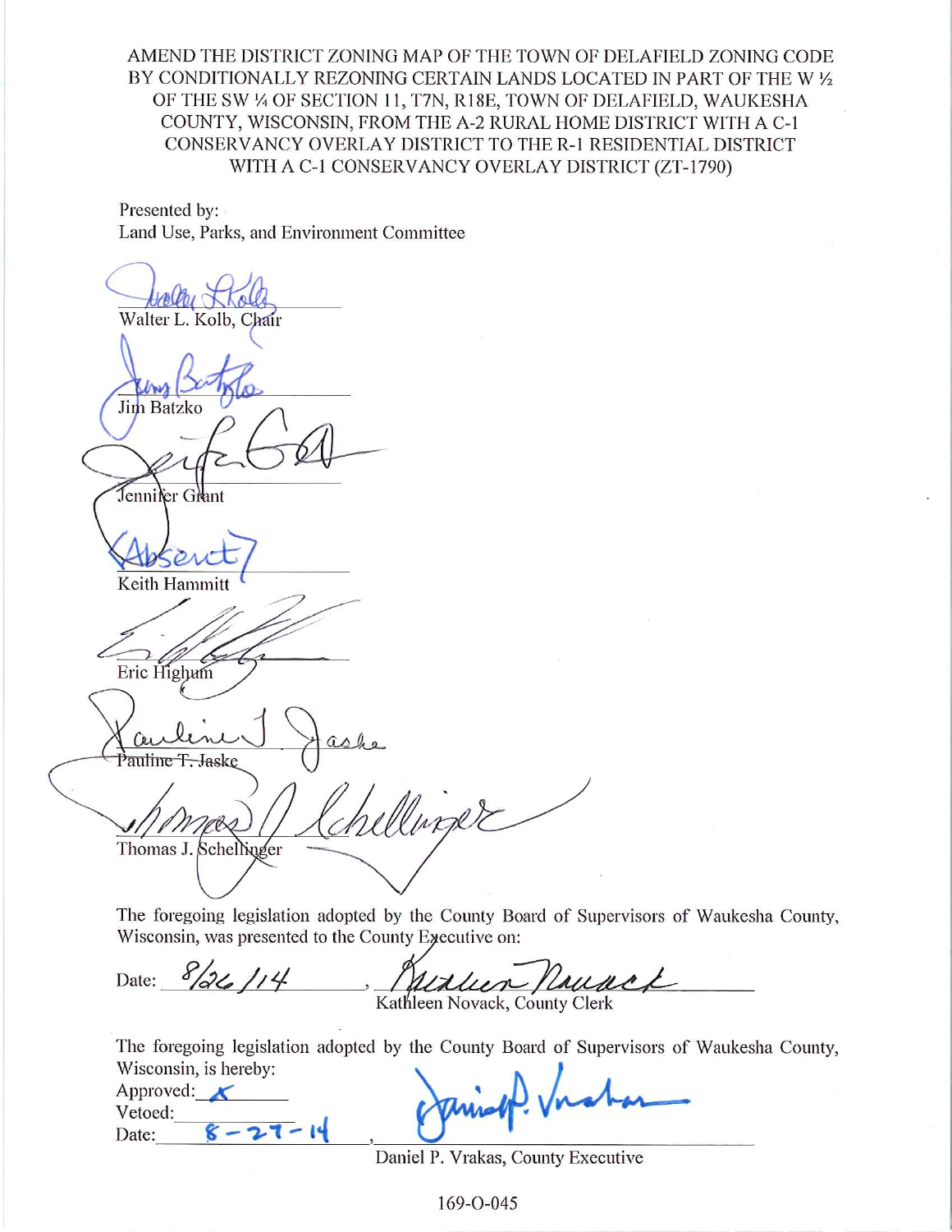AMEND THE DISTRICT ZONING MAP OF THE TOWN OF DELAFIELD ZONING CODE BY CONDITIONALLY REZONING CERTAIN LANDS LOCATED IN PART OF THE W ½ OF THE SW ¼ OF SECTION 11, T7N, R18E, TOWN OF DELAFIELD, WAUKESHA COUNTY, WISCONSIN, FROM THE A-2 RURAL HOME DISTRICT WITH A C-1 CONSERVANCY OVERLAY DISTRICT TO THE R-1 RESIDENTIAL DISTRICT WITH A C-1 CONSERVANCY OVERLAY DISTRICT (ZT-1790)

Presented by:
Land Use, Parks, and Environment Committee

Walter L. Kolb, Chair

Jim Batzko

Jennifer Grant

(Absent)
Keith Hammitt

Eric Highum

Pauline T. Jaske

Thomas J. Schellinger

The foregoing legislation adopted by the County Board of Supervisors of Waukesha County, Wisconsin, was presented to the County Executive on:

Date: 8/26/14, Kathleen Novack, County Clerk

The foregoing legislation adopted by the County Board of Supervisors of Waukesha County, Wisconsin, is hereby:

Approved: X
Vetoed: ______
Date: 8-27-14, Daniel P. Vrakas, County Executive

169-O-045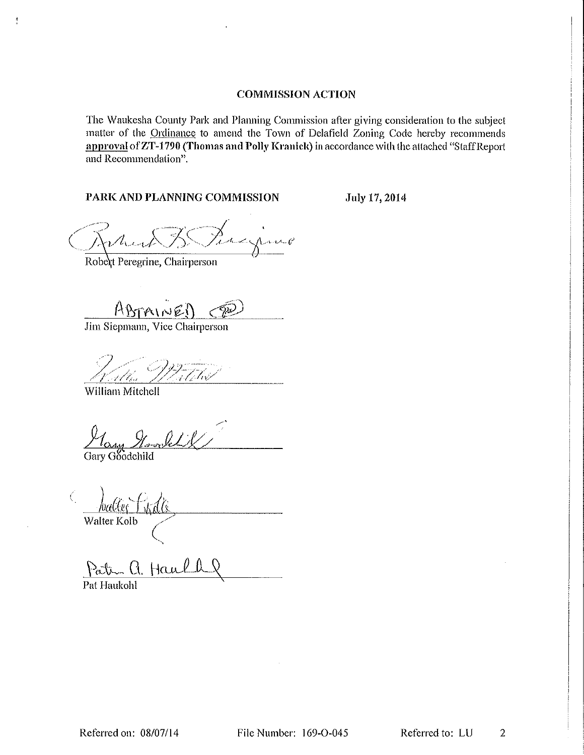## COMMISSION ACTION

The Waukesha County Park and Planning Commission after giving consideration to the subject matter of the Ordinance to amend the Town of Delafield Zoning Code hereby recommends **approval** of **ZT-1790 (Thomas and Polly Kranick)** in accordance with the attached "Staff Report and Recommendation".

**PARK AND PLANNING COMMISSION** **July 17, 2014**

Robert Peregrine, Chairperson

ABSTAINED

Jim Siepmann, Vice Chairperson

William Mitchell

Gary Goodchild

Walter Kolb

Pat Haukohl

Referred on: 08/07/14 File Number: 169-O-045 Referred to: LU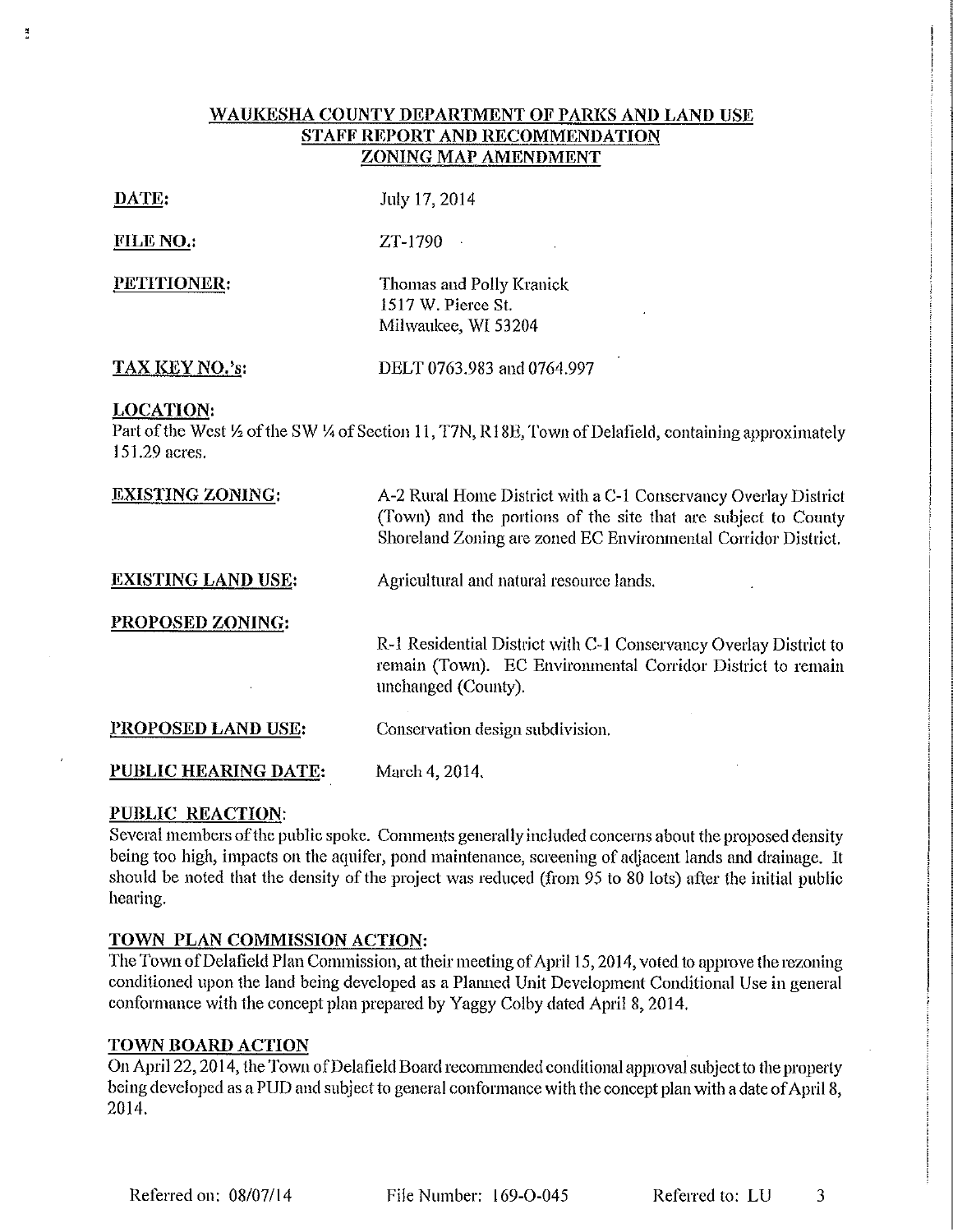**WAUKESHA COUNTY DEPARTMENT OF PARKS AND LAND USE**
**STAFF REPORT AND RECOMMENDATION**
**ZONING MAP AMENDMENT**

**DATE:** July 17, 2014

**FILE NO.:** ZT-1790

**PETITIONER:** Thomas and Polly Kranick
1517 W. Pierce St.
Milwaukee, WI 53204

**TAX KEY NO.'s:** DELT 0763.983 and 0764.997

**LOCATION:**
Part of the West ½ of the SW ¼ of Section 11, T7N, R18E, Town of Delafield, containing approximately 151.29 acres.

**EXISTING ZONING:** A-2 Rural Home District with a C-1 Conservancy Overlay District (Town) and the portions of the site that are subject to County Shoreland Zoning are zoned EC Environmental Corridor District.

**EXISTING LAND USE:** Agricultural and natural resource lands.

**PROPOSED ZONING:** R-1 Residential District with C-1 Conservancy Overlay District to remain (Town). EC Environmental Corridor District to remain unchanged (County).

**PROPOSED LAND USE:** Conservation design subdivision.

**PUBLIC HEARING DATE:** March 4, 2014.

**PUBLIC REACTION:**
Several members of the public spoke. Comments generally included concerns about the proposed density being too high, impacts on the aquifer, pond maintenance, screening of adjacent lands and drainage. It should be noted that the density of the project was reduced (from 95 to 80 lots) after the initial public hearing.

**TOWN PLAN COMMISSION ACTION:**
The Town of Delafield Plan Commission, at their meeting of April 15, 2014, voted to approve the rezoning conditioned upon the land being developed as a Planned Unit Development Conditional Use in general conformance with the concept plan prepared by Yaggy Colby dated April 8, 2014.

**TOWN BOARD ACTION**
On April 22, 2014, the Town of Delafield Board recommended conditional approval subject to the property being developed as a PUD and subject to general conformance with the concept plan with a date of April 8, 2014.

Referred on: 08/07/14 File Number: 169-O-045 Referred to: LU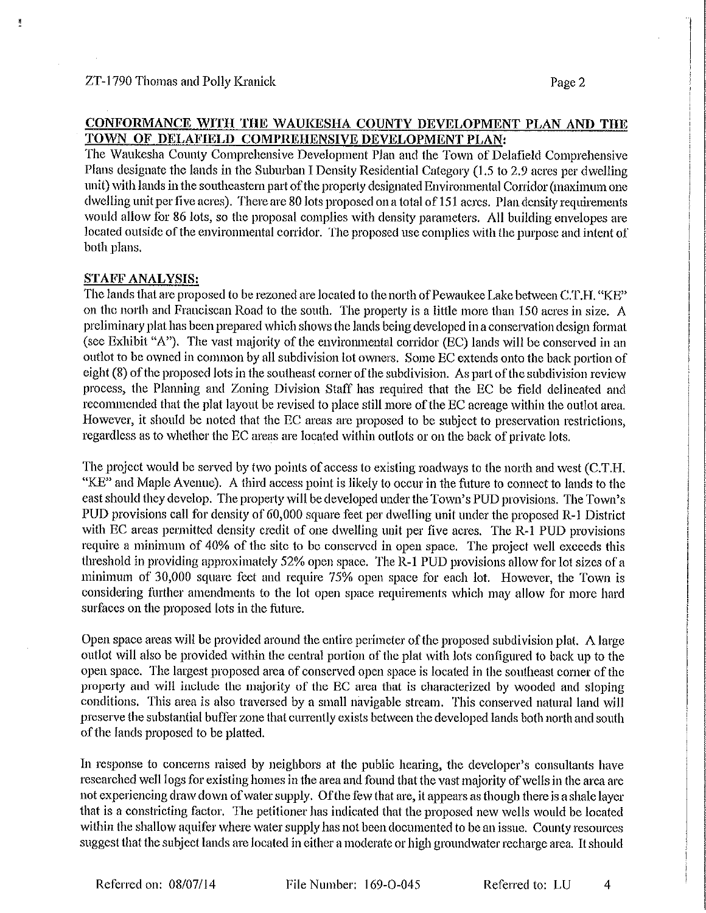## CONFORMANCE WITH THE WAUKESHA COUNTY DEVELOPMENT PLAN AND THE TOWN OF DELAFIELD COMPREHENSIVE DEVELOPMENT PLAN:

The Waukesha County Comprehensive Development Plan and the Town of Delafield Comprehensive Plans designate the lands in the Suburban I Density Residential Category (1.5 to 2.9 acres per dwelling unit) with lands in the southeastern part of the property designated Environmental Corridor (maximum one dwelling unit per five acres). There are 80 lots proposed on a total of 151 acres. Plan density requirements would allow for 86 lots, so the proposal complies with density parameters. All building envelopes are located outside of the environmental corridor. The proposed use complies with the purpose and intent of both plans.

## STAFF ANALYSIS:

The lands that are proposed to be rezoned are located to the north of Pewaukee Lake between C.T.H. "KE" on the north and Franciscan Road to the south. The property is a little more than 150 acres in size. A preliminary plat has been prepared which shows the lands being developed in a conservation design format (see Exhibit "A"). The vast majority of the environmental corridor (EC) lands will be conserved in an outlot to be owned in common by all subdivision lot owners. Some EC extends onto the back portion of eight (8) of the proposed lots in the southeast corner of the subdivision. As part of the subdivision review process, the Planning and Zoning Division Staff has required that the EC be field delineated and recommended that the plat layout be revised to place still more of the EC acreage within the outlot area. However, it should be noted that the EC areas are proposed to be subject to preservation restrictions, regardless as to whether the EC areas are located within outlots or on the back of private lots.

The project would be served by two points of access to existing roadways to the north and west (C.T.H. "KE" and Maple Avenue). A third access point is likely to occur in the future to connect to lands to the east should they develop. The property will be developed under the Town's PUD provisions. The Town's PUD provisions call for density of 60,000 square feet per dwelling unit under the proposed R-1 District with EC areas permitted density credit of one dwelling unit per five acres. The R-1 PUD provisions require a minimum of 40% of the site to be conserved in open space. The project well exceeds this threshold in providing approximately 52% open space. The R-1 PUD provisions allow for lot sizes of a minimum of 30,000 square feet and require 75% open space for each lot. However, the Town is considering further amendments to the lot open space requirements which may allow for more hard surfaces on the proposed lots in the future.

Open space areas will be provided around the entire perimeter of the proposed subdivision plat. A large outlot will also be provided within the central portion of the plat with lots configured to back up to the open space. The largest proposed area of conserved open space is located in the southeast corner of the property and will include the majority of the EC area that is characterized by wooded and sloping conditions. This area is also traversed by a small navigable stream. This conserved natural land will preserve the substantial buffer zone that currently exists between the developed lands both north and south of the lands proposed to be platted.

In response to concerns raised by neighbors at the public hearing, the developer's consultants have researched well logs for existing homes in the area and found that the vast majority of wells in the area are not experiencing draw down of water supply. Of the few that are, it appears as though there is a shale layer that is a constricting factor. The petitioner has indicated that the proposed new wells would be located within the shallow aquifer where water supply has not been documented to be an issue. County resources suggest that the subject lands are located in either a moderate or high groundwater recharge area. It should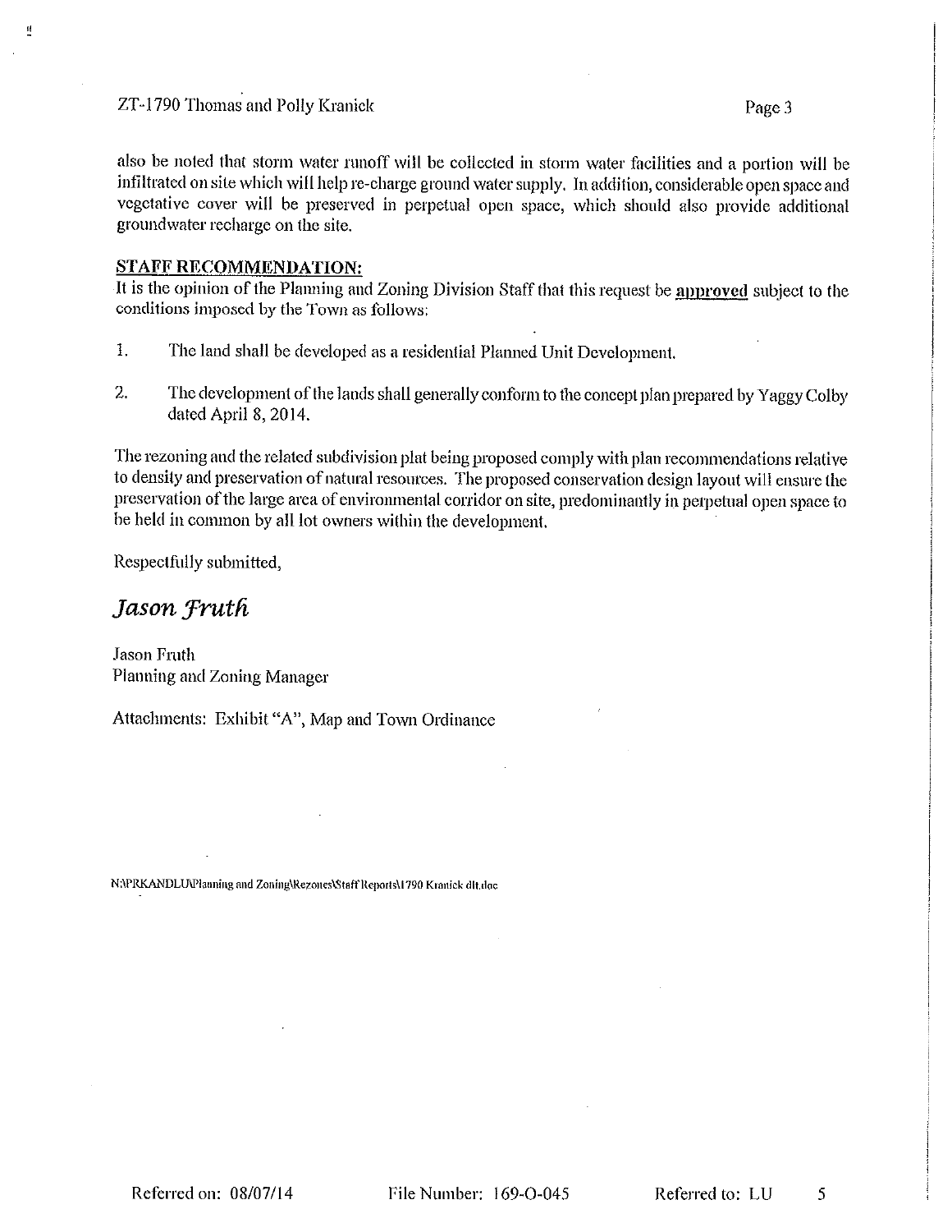also be noted that storm water runoff will be collected in storm water facilities and a portion will be infiltrated on site which will help re-charge ground water supply. In addition, considerable open space and vegetative cover will be preserved in perpetual open space, which should also provide additional groundwater recharge on the site.

**STAFF RECOMMENDATION:**

It is the opinion of the Planning and Zoning Division Staff that this request be **approved** subject to the conditions imposed by the Town as follows:

1. The land shall be developed as a residential Planned Unit Development.

2. The development of the lands shall generally conform to the concept plan prepared by Yaggy Colby dated April 8, 2014.

The rezoning and the related subdivision plat being proposed comply with plan recommendations relative to density and preservation of natural resources. The proposed conservation design layout will ensure the preservation of the large area of environmental corridor on site, predominantly in perpetual open space to be held in common by all lot owners within the development.

Respectfully submitted,

*Jason Fruth*

Jason Fruth
Planning and Zoning Manager

Attachments: Exhibit "A", Map and Town Ordinance

N:\PRKANDLU\Planning and Zoning\Rezones\Staff Reports\1790 Kranick dlt.doc

Referred on: 08/07/14 File Number: 169-O-045 Referred to: LU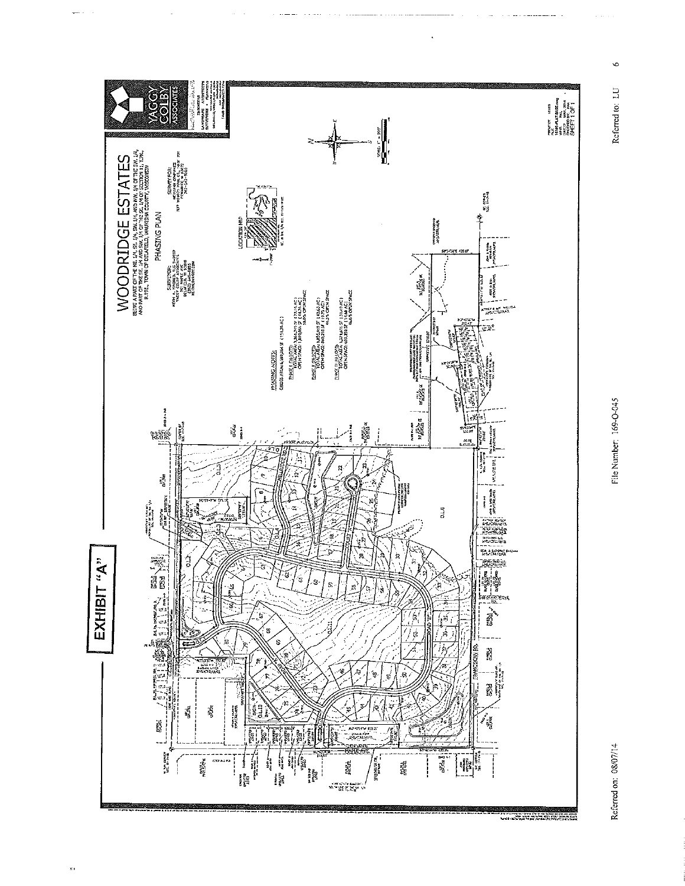# EXHIBIT "A"

## WOODRIDGE ESTATES

BEING A PART OF THE NE 1/4, SE 1/4, SW 1/4, AND NW 1/4 OF THE SW 1/4, AND PART OF THE SE 1/4 AND SW 1/4 OF THE NW 1/4 OF SECTION 11, T7N, R18E, TOWN OF DELAFIELD, WAUKESHA COUNTY, WISCONSIN

PHASING PLAN

PHASING NOTES:

PHASE I (LOTS)

PHASE II (LOTS)

PHASE III (LOTS)

LOCATION MAP

YAGGY COLBY ASSOCIATES

SHEET 1 OF 1

Referred on: 08/07/14

File Number: 169-O-045

Referred to: LU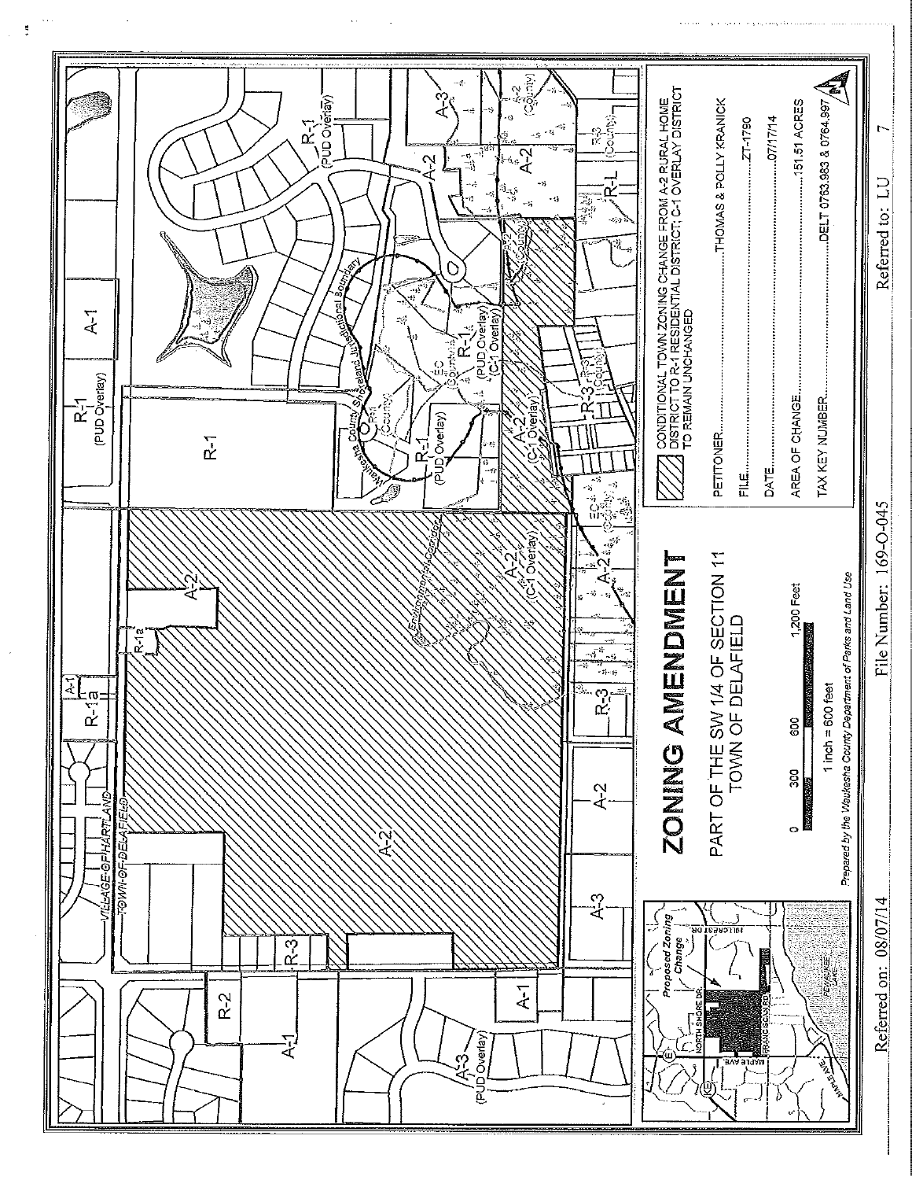# ZONING AMENDMENT

PART OF THE SW 1/4 OF SECTION 11
TOWN OF DELAFIELD

0 300 600 1,200 Feet

1 inch = 600 feet

*Prepared by the Waukesha County Department of Parks and Land Use*

CONDITIONAL TOWN ZONING CHANGE FROM A-2 RURAL HOME DISTRICT TO R-1 RESIDENTIAL DISTRICT; C-1 OVERLAY DISTRICT TO REMAIN UNCHANGED

| | |
|---|---|
| PETITONER | THOMAS & POLLY KRANICK |
| FILE | ZT-1790 |
| DATE | 07/17/14 |
| AREA OF CHANGE | 151.51 ACRES |
| TAX KEY NUMBER | DELT 0763.983 & 0764.997 |

Proposed Zoning Change

NORTH SHORE DR. HILLCREST DR. FRANCISCAN DR. MAPLE AVE. PEWAUKEE LAKE

VILLAGE OF HARTLAND
TOWN OF DELAFIELD

A-1 R-1a R-1a A-2 A-1 R-1 (PUD Overlay) R-1 A-3 A-2 (County) A-2 R-3 (County) R-L R-1 (PUD Overlay) Waukesha County Shoreland Jurisdictional Boundary EC (County) R-1 (PUD Overlay) (C-1 Overlay) R-1 (PUD Overlay) P-I (County) A-2 (C-1 Overlay) A-2 (County) R-3 R-3 (County) Environmental Corridor A-2 (C-1 Overlay) EC (County) A-2 R-3 A-2 A-3 R-3 R-2 A-1 A-1 A-3 (PUD Overlay)

Referred on: 08/07/14 File Number: 169-O-045 Referred to: LU 7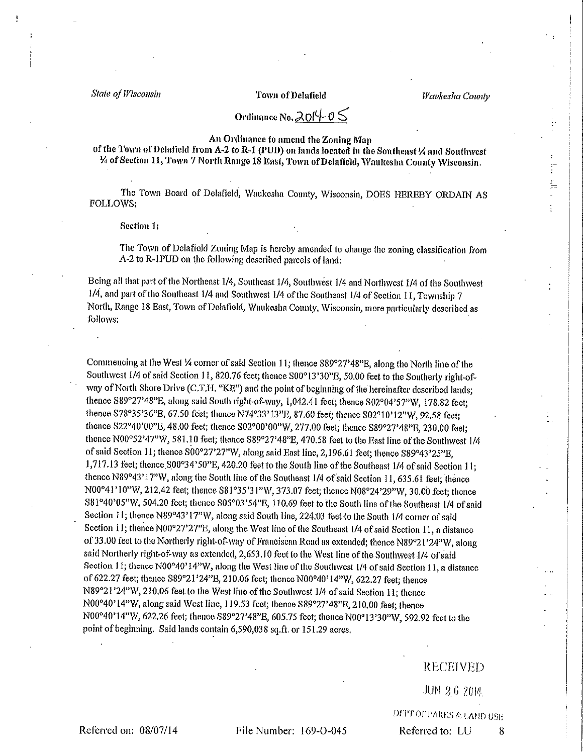*State of Wisconsin* **Town of Delafield** *Waukesha County*

**Ordinance No. 2014-05**

**An Ordinance to amend the Zoning Map of the Town of Delafield from A-2 to R-1 (PUD) on lands located in the Southeast ¼ and Southwest ¼ of Section 11, Town 7 North Range 18 East, Town of Delafield, Waukesha County Wisconsin.**

The Town Board of Delafield, Waukesha County, Wisconsin, DOES HEREBY ORDAIN AS FOLLOWS:

**Section 1:**

The Town of Delafield Zoning Map is hereby amended to change the zoning classification from A-2 to R-1PUD on the following described parcels of land:

Being all that part of the Northeast 1/4, Southeast 1/4, Southwest 1/4 and Northwest 1/4 of the Southwest 1/4, and part of the Southeast 1/4 and Southwest 1/4 of the Southeast 1/4 of Section 11, Township 7 North, Range 18 East, Town of Delafield, Waukesha County, Wisconsin, more particularly described as follows:

Commencing at the West ¼ corner of said Section 11; thence S89°27'48"E, along the North line of the Southwest 1/4 of said Section 11, 820.76 feet; thence S00°13'30"E, 50.00 feet to the Southerly right-of-way of North Shore Drive (C.T.H. "KE") and the point of beginning of the hereinafter described lands; thence S89°27'48"E, along said South right-of-way, 1,042.41 feet; thence S02°04'57"W, 178.82 feet; thence S78°35'36"E, 67.50 feet; thence N74°33'13"E, 87.60 feet; thence S02°10'12"W, 92.58 feet; thence S22°40'00"E, 48.00 feet; thence S02°00'00"W, 277.00 feet; thence S89°27'48"E, 230.00 feet; thence N00°52'47"W, 581.10 feet; thence S89°27'48"E, 470.58 feet to the East line of the Southwest 1/4 of said Section 11; thence S00°27'27"W, along said East line, 2,196.61 feet; thence S89°43'25"E, 1,717.13 feet; thence S00°34'50"E, 420.20 feet to the South line of the Southeast 1/4 of said Section 11; thence N89°43'17"W, along the South line of the Southeast 1/4 of said Section 11, 635.61 feet; thence N00°41'10"W, 212.42 feet; thence S81°35'31"W, 373.07 feet; thence N08°24'29"W, 30.00 feet; thence S81°40'05"W, 504.20 feet; thence S05°03'54"E, 110.69 feet to the South line of the Southeast 1/4 of said Section 11; thence N89°43'17"W, along said South line, 224.03 feet to the South 1/4 corner of said Section 11; thence N00°27'27"E, along the West line of the Southeast 1/4 of said Section 11, a distance of 33.00 feet to the Northerly right-of-way of Franciscan Road as extended; thence N89°21'24"W, along said Northerly right-of-way as extended, 2,653.10 feet to the West line of the Southwest 1/4 of said Section 11; thence N00°40'14"W, along the West line of the Southwest 1/4 of said Section 11, a distance of 622.27 feet; thence S89°21'24"E, 210.06 feet; thence N00°40'14"W, 622.27 feet; thence N89°21'24"W, 210.06 feet to the West line of the Southwest 1/4 of said Section 11; thence N00°40'14"W, along said West line, 119.53 feet; thence S89°27'48"E, 210.00 feet; thence N00°40'14"W, 622.26 feet; thence S89°27'48"E, 605.75 feet; thence N00°13'30"W, 592.92 feet to the point of beginning. Said lands contain 6,590,038 sq.ft. or 151.29 acres.

RECEIVED

JUN 26 2014

DEPT OF PARKS & LAND USE

Referred on: 08/07/14 File Number: 169-O-045 Referred to: LU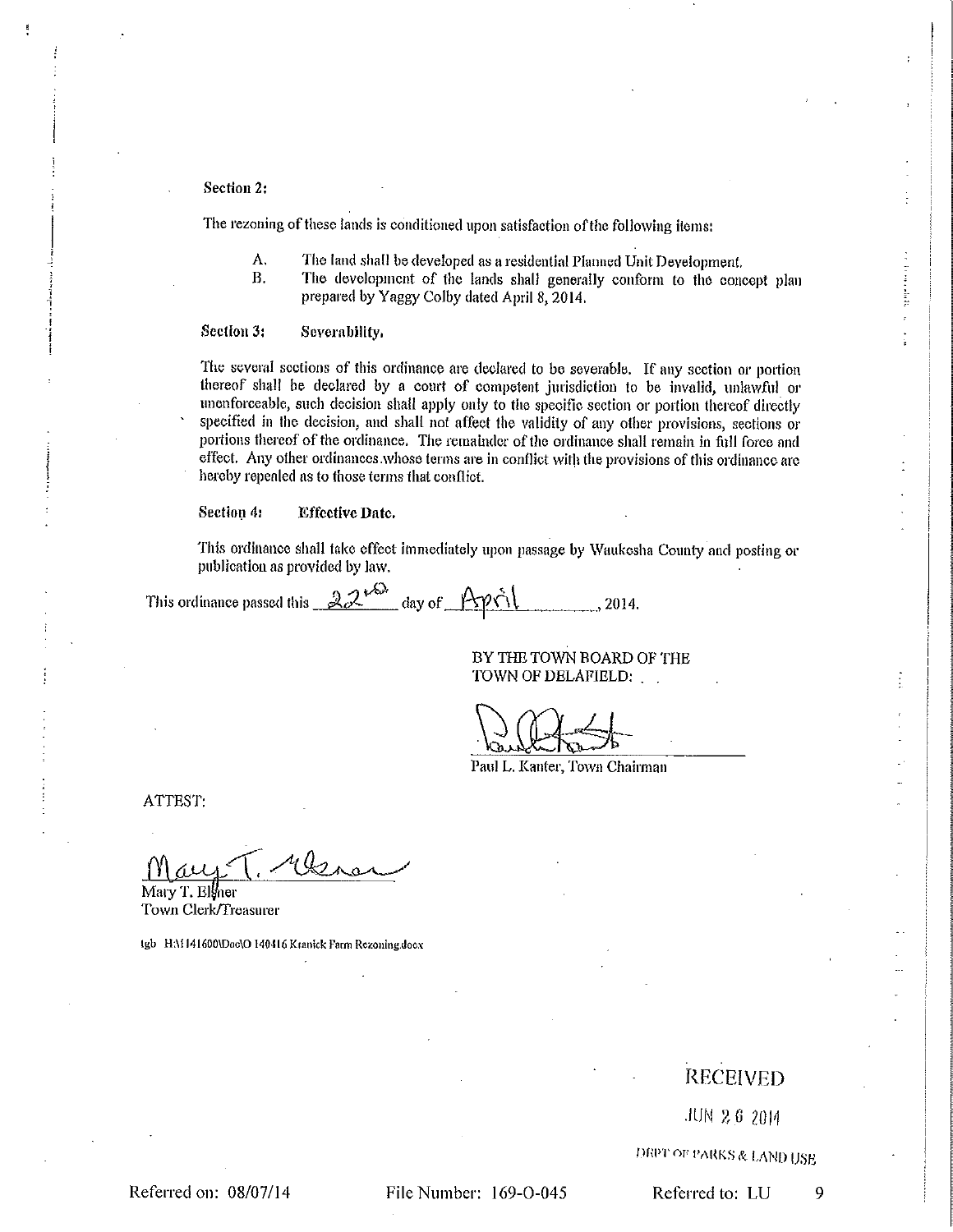**Section 2:**

The rezoning of these lands is conditioned upon satisfaction of the following items:

A. The land shall be developed as a residential Planned Unit Development.
B. The development of the lands shall generally conform to the concept plan prepared by Yaggy Colby dated April 8, 2014.

**Section 3: Severability.**

The several sections of this ordinance are declared to be severable. If any section or portion thereof shall be declared by a court of competent jurisdiction to be invalid, unlawful or unenforceable, such decision shall apply only to the specific section or portion thereof directly specified in the decision, and shall not affect the validity of any other provisions, sections or portions thereof of the ordinance. The remainder of the ordinance shall remain in full force and effect. Any other ordinances whose terms are in conflict with the provisions of this ordinance are hereby repealed as to those terms that conflict.

**Section 4: Effective Date.**

This ordinance shall take effect immediately upon passage by Waukesha County and posting or publication as provided by law.

This ordinance passed this 22nd day of April, 2014.

BY THE TOWN BOARD OF THE TOWN OF DELAFIELD:

Paul L. Kanter, Town Chairman

ATTEST:

Mary T. Elsner
Town Clerk/Treasurer

tgb H:\I141600\Doc\O 140416 Kranick Farm Rezoning.docx

RECEIVED

JUN 26 2014

DEPT OF PARKS & LAND USE

Referred on: 08/07/14 File Number: 169-O-045 Referred to: LU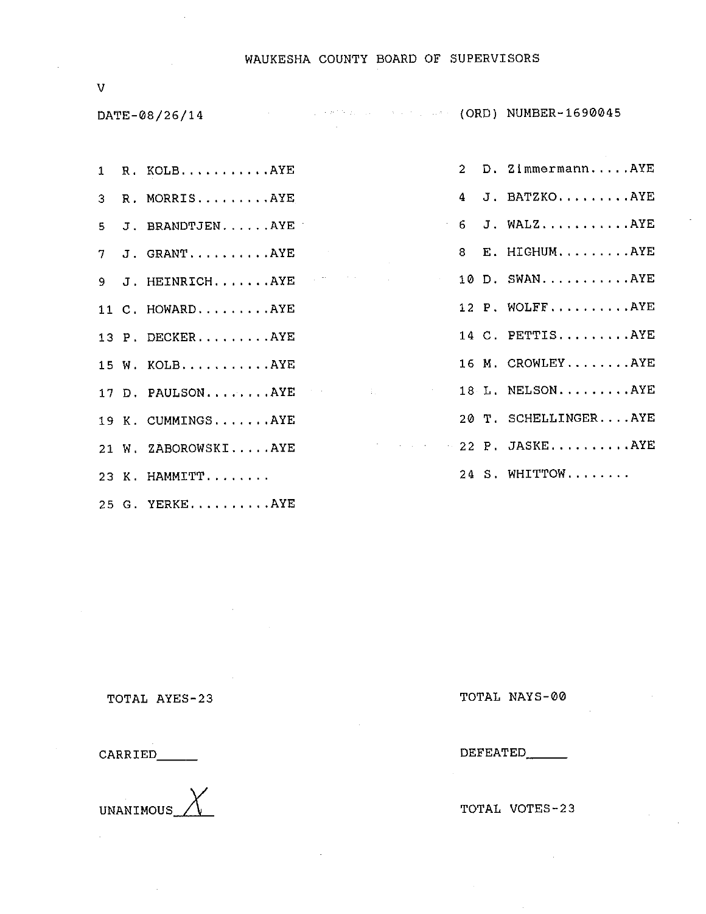# WAUKESHA COUNTY BOARD OF SUPERVISORS

V

DATE-08/26/14 (ORD) NUMBER-1690045

| | | | |
|---|---|---|---|
| 1 | R. KOLB...........AYE | 2 | D. Zimmermann.....AYE |
| 3 | R. MORRIS.........AYE | 4 | J. BATZKO.........AYE |
| 5 | J. BRANDTJEN......AYE | 6 | J. WALZ...........AYE |
| 7 | J. GRANT..........AYE | 8 | E. HIGHUM.........AYE |
| 9 | J. HEINRICH.......AYE | 10 | D. SWAN...........AYE |
| 11 | C. HOWARD.........AYE | 12 | P. WOLFF..........AYE |
| 13 | P. DECKER.........AYE | 14 | C. PETTIS.........AYE |
| 15 | W. KOLB...........AYE | 16 | M. CROWLEY........AYE |
| 17 | D. PAULSON........AYE | 18 | L. NELSON.........AYE |
| 19 | K. CUMMINGS.......AYE | 20 | T. SCHELLINGER....AYE |
| 21 | W. ZABOROWSKI.....AYE | 22 | P. JASKE..........AYE |
| 23 | K. HAMMITT........ | 24 | S. WHITTOW........ |
| 25 | G. YERKE..........AYE | | |

TOTAL AYES-23

TOTAL NAYS-00

CARRIED_____

DEFEATED_____

UNANIMOUS X

TOTAL VOTES-23